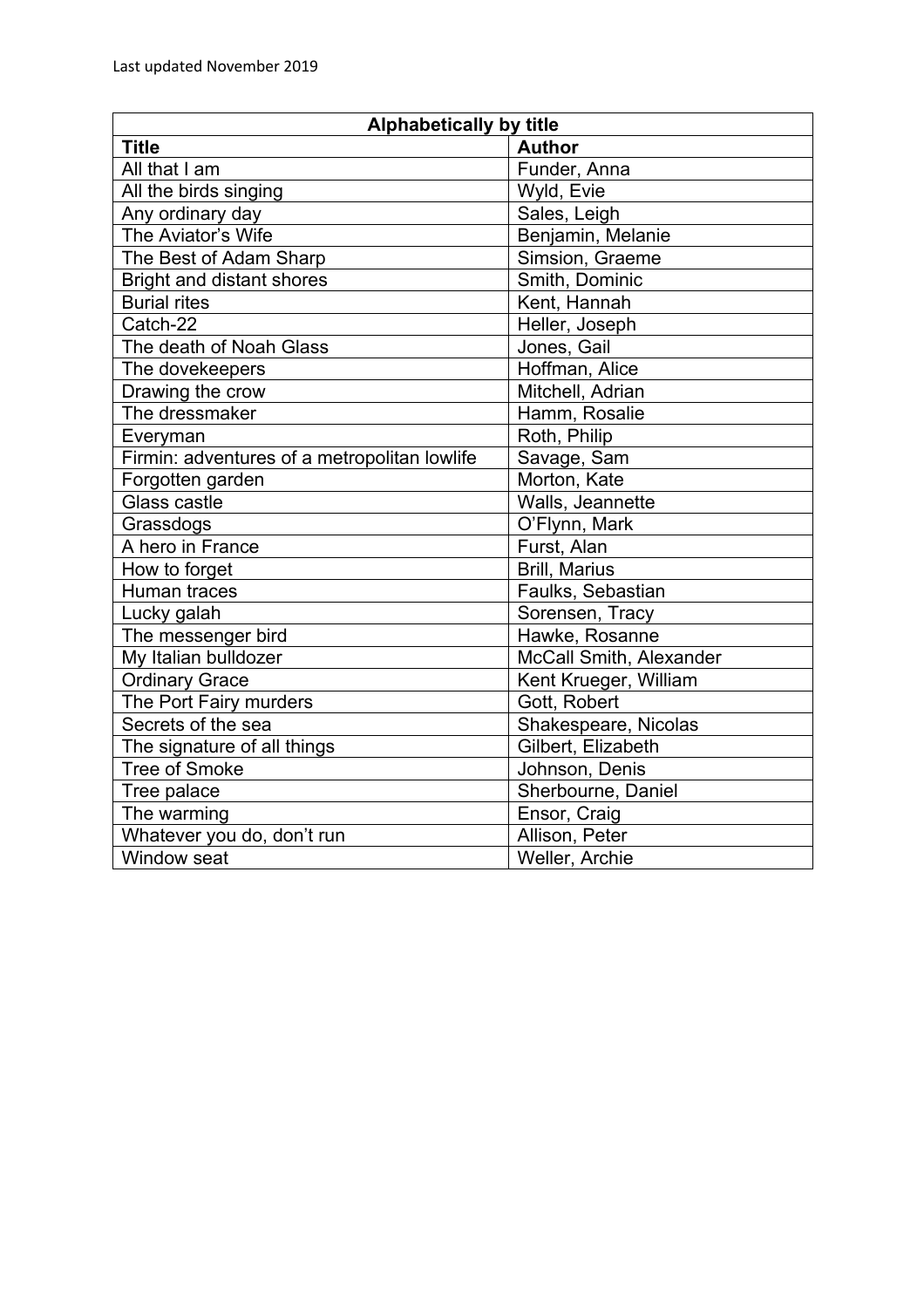Last updated November 2019

| Alphabetically by title | |
|---|---|
| **Title** | **Author** |
| All that I am | Funder, Anna |
| All the birds singing | Wyld, Evie |
| Any ordinary day | Sales, Leigh |
| The Aviator's Wife | Benjamin, Melanie |
| The Best of Adam Sharp | Simsion, Graeme |
| Bright and distant shores | Smith, Dominic |
| Burial rites | Kent, Hannah |
| Catch-22 | Heller, Joseph |
| The death of Noah Glass | Jones, Gail |
| The dovekeepers | Hoffman, Alice |
| Drawing the crow | Mitchell, Adrian |
| The dressmaker | Hamm, Rosalie |
| Everyman | Roth, Philip |
| Firmin: adventures of a metropolitan lowlife | Savage, Sam |
| Forgotten garden | Morton, Kate |
| Glass castle | Walls, Jeannette |
| Grassdogs | O'Flynn, Mark |
| A hero in France | Furst, Alan |
| How to forget | Brill, Marius |
| Human traces | Faulks, Sebastian |
| Lucky galah | Sorensen, Tracy |
| The messenger bird | Hawke, Rosanne |
| My Italian bulldozer | McCall Smith, Alexander |
| Ordinary Grace | Kent Krueger, William |
| The Port Fairy murders | Gott, Robert |
| Secrets of the sea | Shakespeare, Nicolas |
| The signature of all things | Gilbert, Elizabeth |
| Tree of Smoke | Johnson, Denis |
| Tree palace | Sherbourne, Daniel |
| The warming | Ensor, Craig |
| Whatever you do, don't run | Allison, Peter |
| Window seat | Weller, Archie |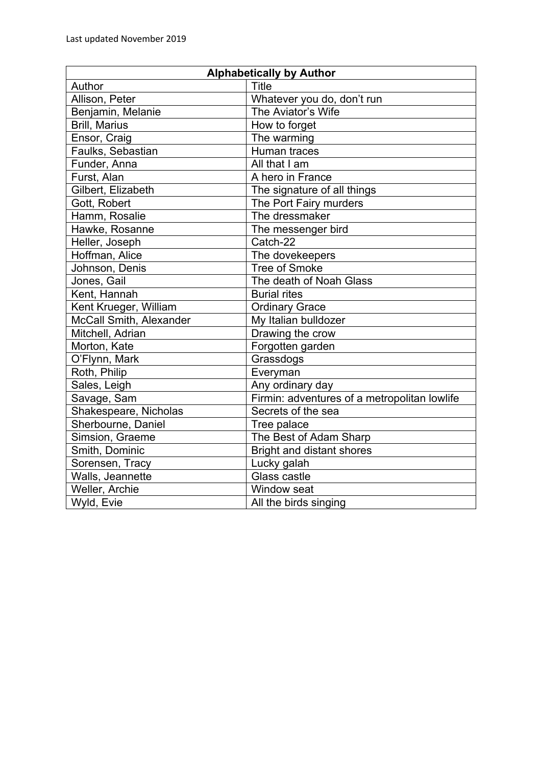Last updated November 2019

| Alphabetically by Author | |
|---|---|
| Author | Title |
| Allison, Peter | Whatever you do, don’t run |
| Benjamin, Melanie | The Aviator’s Wife |
| Brill, Marius | How to forget |
| Ensor, Craig | The warming |
| Faulks, Sebastian | Human traces |
| Funder, Anna | All that I am |
| Furst, Alan | A hero in France |
| Gilbert, Elizabeth | The signature of all things |
| Gott, Robert | The Port Fairy murders |
| Hamm, Rosalie | The dressmaker |
| Hawke, Rosanne | The messenger bird |
| Heller, Joseph | Catch-22 |
| Hoffman, Alice | The dovekeepers |
| Johnson, Denis | Tree of Smoke |
| Jones, Gail | The death of Noah Glass |
| Kent, Hannah | Burial rites |
| Kent Krueger, William | Ordinary Grace |
| McCall Smith, Alexander | My Italian bulldozer |
| Mitchell, Adrian | Drawing the crow |
| Morton, Kate | Forgotten garden |
| O’Flynn, Mark | Grassdogs |
| Roth, Philip | Everyman |
| Sales, Leigh | Any ordinary day |
| Savage, Sam | Firmin: adventures of a metropolitan lowlife |
| Shakespeare, Nicholas | Secrets of the sea |
| Sherbourne, Daniel | Tree palace |
| Simsion, Graeme | The Best of Adam Sharp |
| Smith, Dominic | Bright and distant shores |
| Sorensen, Tracy | Lucky galah |
| Walls, Jeannette | Glass castle |
| Weller, Archie | Window seat |
| Wyld, Evie | All the birds singing |